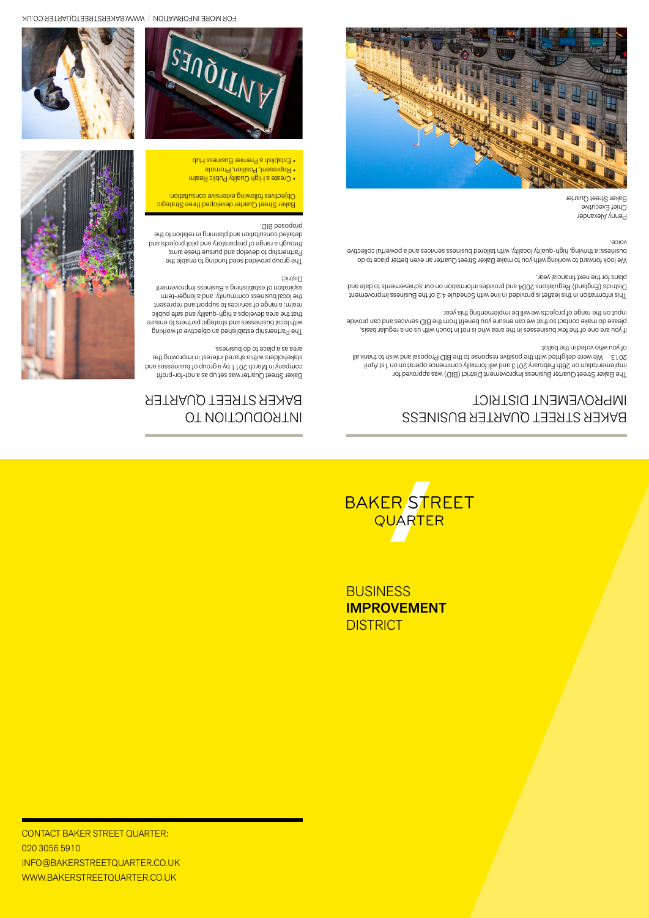# BAKER STREET QUARTER

BUSINESS **IMPROVEMENT** DISTRICT

CONTACT BAKER STREET QUARTER:
020 3056 5910
INFO@BAKERSTREETQUARTER.CO.UK
WWW.BAKERSTREETQUARTER.CO.UK

## INTRODUCTION TO BAKER STREET QUARTER

Baker Street Quarter was set up as a not-for-profit company in March 2011 by a group of businesses and stakeholders with a shared interest in improving the area as a place to do business.

The Partnership established an objective of working with local businesses and strategic partners to ensure that the area develops a high-quality and safe public realm; a range of services to support and represent the local business community; and a longer-term aspiration of establishing a Business Improvement District.

The group provided seed funding to enable the Partnership to develop and pursue these aims through a range of preparatory and pilot projects and detailed consultation and planning in relation to the proposed BID.

Baker Street Quarter developed three Strategic Objectives following extensive consultation:

- Create a High Quality Public Realm
- Represent, Position, Promote
- Establish a Premier Business Hub

## BAKER STREET QUARTER BUSINESS IMPROVEMENT DISTRICT

The Baker Street Quarter Business Improvement District (BID) was approved for implementation on 26th February 2013 and will formally commence operation on 1st April 2013. We were delighted with the positive response to the BID Proposal and wish to thank all of you who voted in the ballot.

If you are one of the few businesses in the area who is not in touch with us on a regular basis, please do make contact so that we can ensure you benefit from the BID services and can provide input on the range of projects we will be implementing this year.

This information in this leaflet is provided in line with Schedule 4:3 of the Business Improvement Districts (England) Regulations 2004 and provides information on our achievements to date and plans for the next financial year.

We look forward to working with you to make Baker Street Quarter an even better place to do business: a thriving, high-quality locality, with tailored business services and a powerful collective voice.

Penny Alexander
Chief Executive
Baker Street Quarter

FOR MORE INFORMATION / WWW.BAKERSTREETQUARTER.CO.UK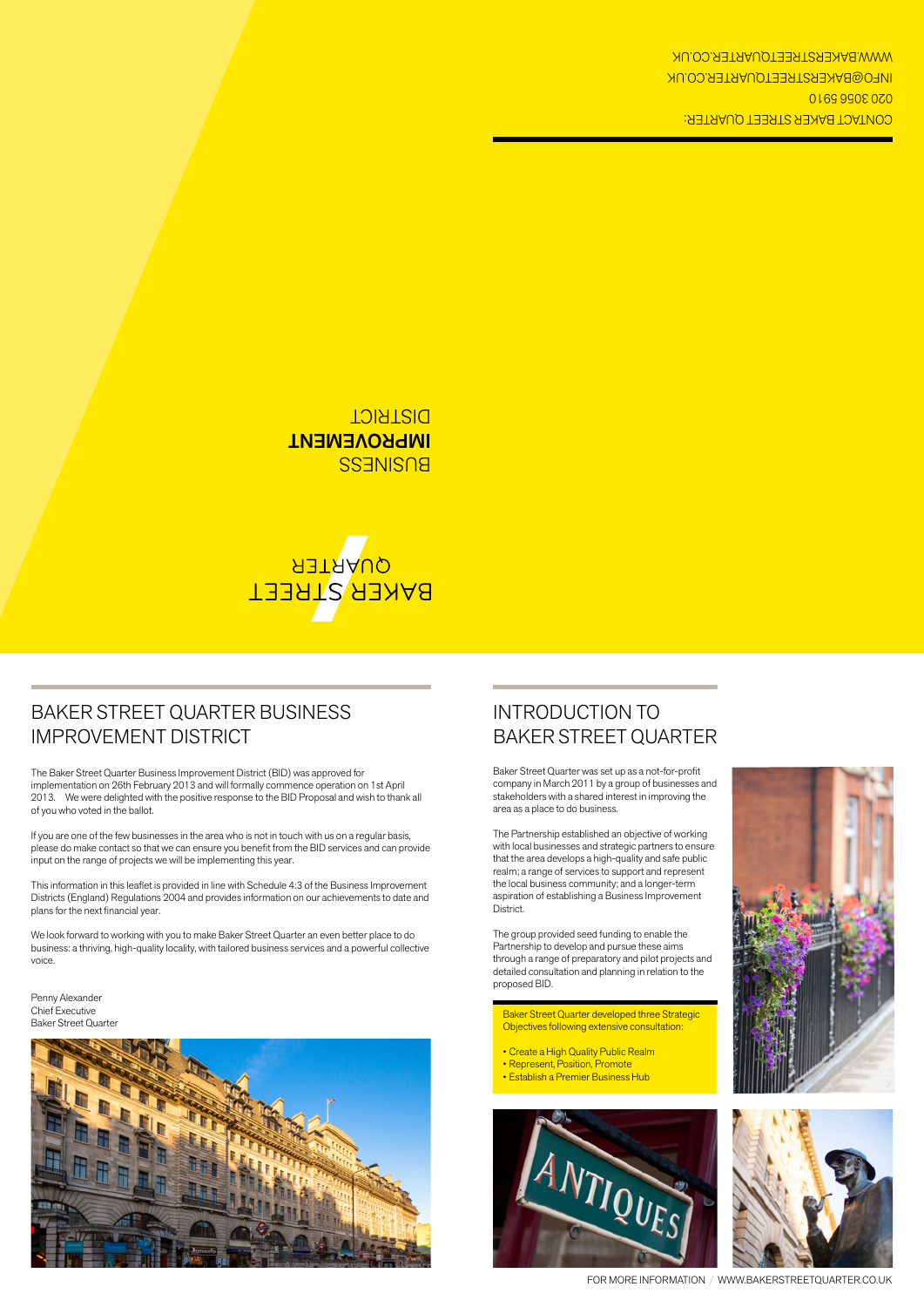CONTACT BAKER STREET QUARTER:
020 3056 5910
INFO@BAKERSTREETQUARTER.CO.UK
WWW.BAKERSTREETQUARTER.CO.UK

BUSINESS
**IMPROVEMENT**
DISTRICT

BAKER STREET
QUARTER

## BAKER STREET QUARTER BUSINESS IMPROVEMENT DISTRICT

The Baker Street Quarter Business Improvement District (BID) was approved for implementation on 26th February 2013 and will formally commence operation on 1st April 2013. We were delighted with the positive response to the BID Proposal and wish to thank all of you who voted in the ballot.

If you are one of the few businesses in the area who is not in touch with us on a regular basis, please do make contact so that we can ensure you benefit from the BID services and can provide input on the range of projects we will be implementing this year.

This information in this leaflet is provided in line with Schedule 4:3 of the Business Improvement Districts (England) Regulations 2004 and provides information on our achievements to date and plans for the next financial year.

We look forward to working with you to make Baker Street Quarter an even better place to do business: a thriving, high-quality locality, with tailored business services and a powerful collective voice.

Penny Alexander
Chief Executive
Baker Street Quarter

## INTRODUCTION TO BAKER STREET QUARTER

Baker Street Quarter was set up as a not-for-profit company in March 2011 by a group of businesses and stakeholders with a shared interest in improving the area as a place to do business.

The Partnership established an objective of working with local businesses and strategic partners to ensure that the area develops a high-quality and safe public realm; a range of services to support and represent the local business community; and a longer-term aspiration of establishing a Business Improvement District.

The group provided seed funding to enable the Partnership to develop and pursue these aims through a range of preparatory and pilot projects and detailed consultation and planning in relation to the proposed BID.

Baker Street Quarter developed three Strategic Objectives following extensive consultation:

- Create a High Quality Public Realm
- Represent, Position, Promote
- Establish a Premier Business Hub

FOR MORE INFORMATION / WWW.BAKERSTREETQUARTER.CO.UK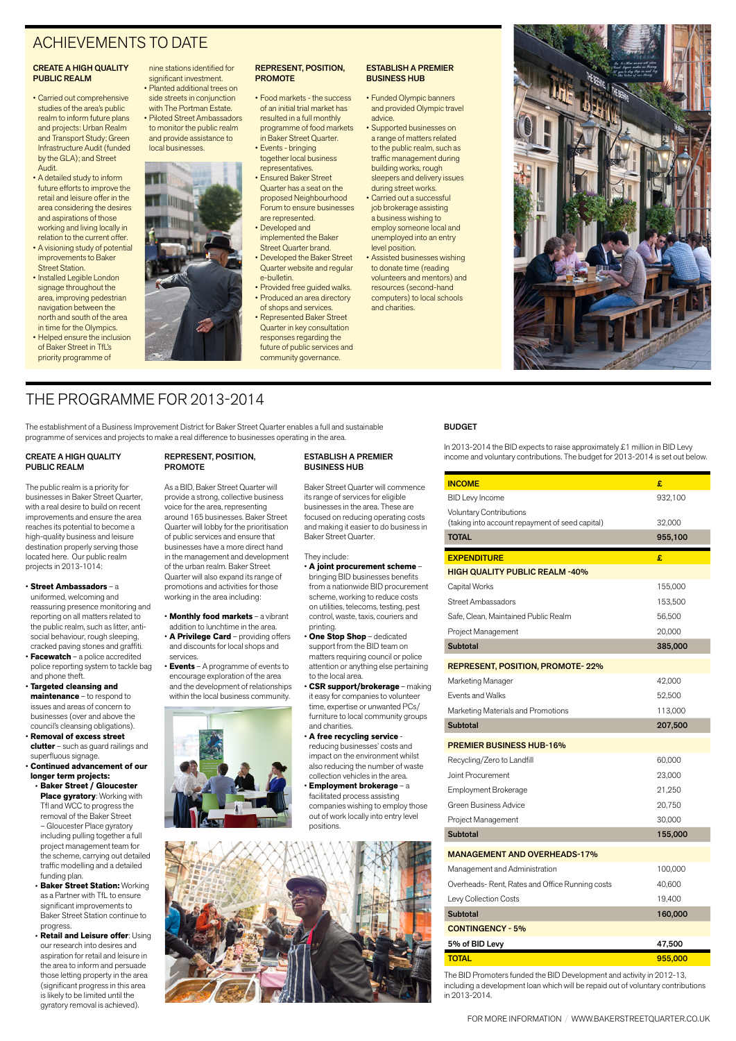## ACHIEVEMENTS TO DATE

### CREATE A HIGH QUALITY PUBLIC REALM

- Carried out comprehensive studies of the area's public realm to inform future plans and projects: Urban Realm and Transport Study; Green Infrastructure Audit (funded by the GLA); and Street Audit.
- A detailed study to inform future efforts to improve the retail and leisure offer in the area considering the desires and aspirations of those working and living locally in relation to the current offer.
- A visioning study of potential improvements to Baker Street Station.
- Installed Legible London signage throughout the area, improving pedestrian navigation between the north and south of the area in time for the Olympics.
- Helped ensure the inclusion of Baker Street in TfL's priority programme of nine stations identified for significant investment.
- Planted additional trees on side streets in conjunction with The Portman Estate.
- Piloted Street Ambassadors to monitor the public realm and provide assistance to local businesses.

### REPRESENT, POSITION, PROMOTE

- Food markets - the success of an initial trial market has resulted in a full monthly programme of food markets in Baker Street Quarter.
- Events - bringing together local business representatives.
- Ensured Baker Street Quarter has a seat on the proposed Neighbourhood Forum to ensure businesses are represented.
- Developed and implemented the Baker Street Quarter brand.
- Developed the Baker Street Quarter website and regular e-bulletin.
- Provided free guided walks.
- Produced an area directory of shops and services.
- Represented Baker Street Quarter in key consultation responses regarding the future of public services and community governance.

### ESTABLISH A PREMIER BUSINESS HUB

- Funded Olympic banners and provided Olympic travel advice.
- Supported businesses on a range of matters related to the public realm, such as traffic management during building works, rough sleepers and delivery issues during street works.
- Carried out a successful job brokerage assisting a business wishing to employ someone local and unemployed into an entry level position.
- Assisted businesses wishing to donate time (reading volunteers and mentors) and resources (second-hand computers) to local schools and charities.

## THE PROGRAMME FOR 2013-2014

The establishment of a Business Improvement District for Baker Street Quarter enables a full and sustainable programme of services and projects to make a real difference to businesses operating in the area.

### CREATE A HIGH QUALITY PUBLIC REALM

The public realm is a priority for businesses in Baker Street Quarter, with a real desire to build on recent improvements and ensure the area reaches its potential to become a high-quality business and leisure destination properly serving those located here. Our public realm projects in 2013-1014:

- **Street Ambassadors** – a uniformed, welcoming and reassuring presence monitoring and reporting on all matters related to the public realm, such as litter, anti-social behaviour, rough sleeping, cracked paving stones and graffiti.
- **Facewatch** – a police accredited police reporting system to tackle bag and phone theft.
- **Targeted cleansing and maintenance** – to respond to issues and areas of concern to businesses (over and above the council's cleansing obligations).
- **Removal of excess street clutter** – such as guard railings and superfluous signage.
- **Continued advancement of our longer term projects:**
  - **Baker Street / Gloucester Place gyratory**: Working with TfL and WCC to progress the removal of the Baker Street – Gloucester Place gyratory including pulling together a full project management team for the scheme, carrying out detailed traffic modelling and a detailed funding plan.
  - **Baker Street Station:** Working as a Partner with TfL to ensure significant improvements to Baker Street Station continue to progress.
  - **Retail and Leisure offer**: Using our research into desires and aspiration for retail and leisure in the area to inform and persuade those letting property in the area (significant progress in this area is likely to be limited until the gyratory removal is achieved).

### REPRESENT, POSITION, PROMOTE

As a BID, Baker Street Quarter will provide a strong, collective business voice for the area, representing around 165 businesses. Baker Street Quarter will lobby for the prioritisation of public services and ensure that businesses have a more direct hand in the management and development of the urban realm. Baker Street Quarter will also expand its range of promotions and activities for those working in the area including:

- **Monthly food markets** – a vibrant addition to lunchtime in the area.
- **A Privilege Card** – providing offers and discounts for local shops and services.
- **Events** – A programme of events to encourage exploration of the area and the development of relationships within the local business community.

### ESTABLISH A PREMIER BUSINESS HUB

Baker Street Quarter will commence its range of services for eligible businesses in the area. These are focused on reducing operating costs and making it easier to do business in Baker Street Quarter.

They include:

- **A joint procurement scheme** – bringing BID businesses benefits from a nationwide BID procurement scheme, working to reduce costs on utilities, telecoms, testing, pest control, waste, taxis, couriers and printing.
- **One Stop Shop** – dedicated support from the BID team on matters requiring council or police attention or anything else pertaining to the local area.
- **CSR support/brokerage** – making it easy for companies to volunteer time, expertise or unwanted PCs/ furniture to local community groups and charities.
- **A free recycling service** - reducing businesses' costs and impact on the environment whilst also reducing the number of waste collection vehicles in the area.
- **Employment brokerage** – a facilitated process assisting companies wishing to employ those out of work locally into entry level positions.

### BUDGET

In 2013-2014 the BID expects to raise approximately £1 million in BID Levy income and voluntary contributions. The budget for 2013-2014 is set out below.

| INCOME | £ |
|---|---|
| BID Levy Income | 932,100 |
| Voluntary Contributions (taking into account repayment of seed capital) | 32,000 |
| **TOTAL** | **955,100** |
| **EXPENDITURE** | **£** |
| **HIGH QUALITY PUBLIC REALM -40%** | |
| Capital Works | 155,000 |
| Street Ambassadors | 153,500 |
| Safe, Clean, Maintained Public Realm | 56,500 |
| Project Management | 20,000 |
| **Subtotal** | **385,000** |
| **REPRESENT, POSITION, PROMOTE- 22%** | |
| Marketing Manager | 42,000 |
| Events and Walks | 52,500 |
| Marketing Materials and Promotions | 113,000 |
| **Subtotal** | **207,500** |
| **PREMIER BUSINESS HUB-16%** | |
| Recycling/Zero to Landfill | 60,000 |
| Joint Procurement | 23,000 |
| Employment Brokerage | 21,250 |
| Green Business Advice | 20,750 |
| Project Management | 30,000 |
| **Subtotal** | **155,000** |
| **MANAGEMENT AND OVERHEADS-17%** | |
| Management and Administration | 100,000 |
| Overheads- Rent, Rates and Office Running costs | 40,600 |
| Levy Collection Costs | 19,400 |
| **Subtotal** | **160,000** |
| **CONTINGENCY - 5%** | |
| 5% of BID Levy | 47,500 |
| **TOTAL** | **955,000** |

The BID Promoters funded the BID Development and activity in 2012-13, including a development loan which will be repaid out of voluntary contributions in 2013-2014.

FOR MORE INFORMATION / WWW.BAKERSTREETQUARTER.CO.UK